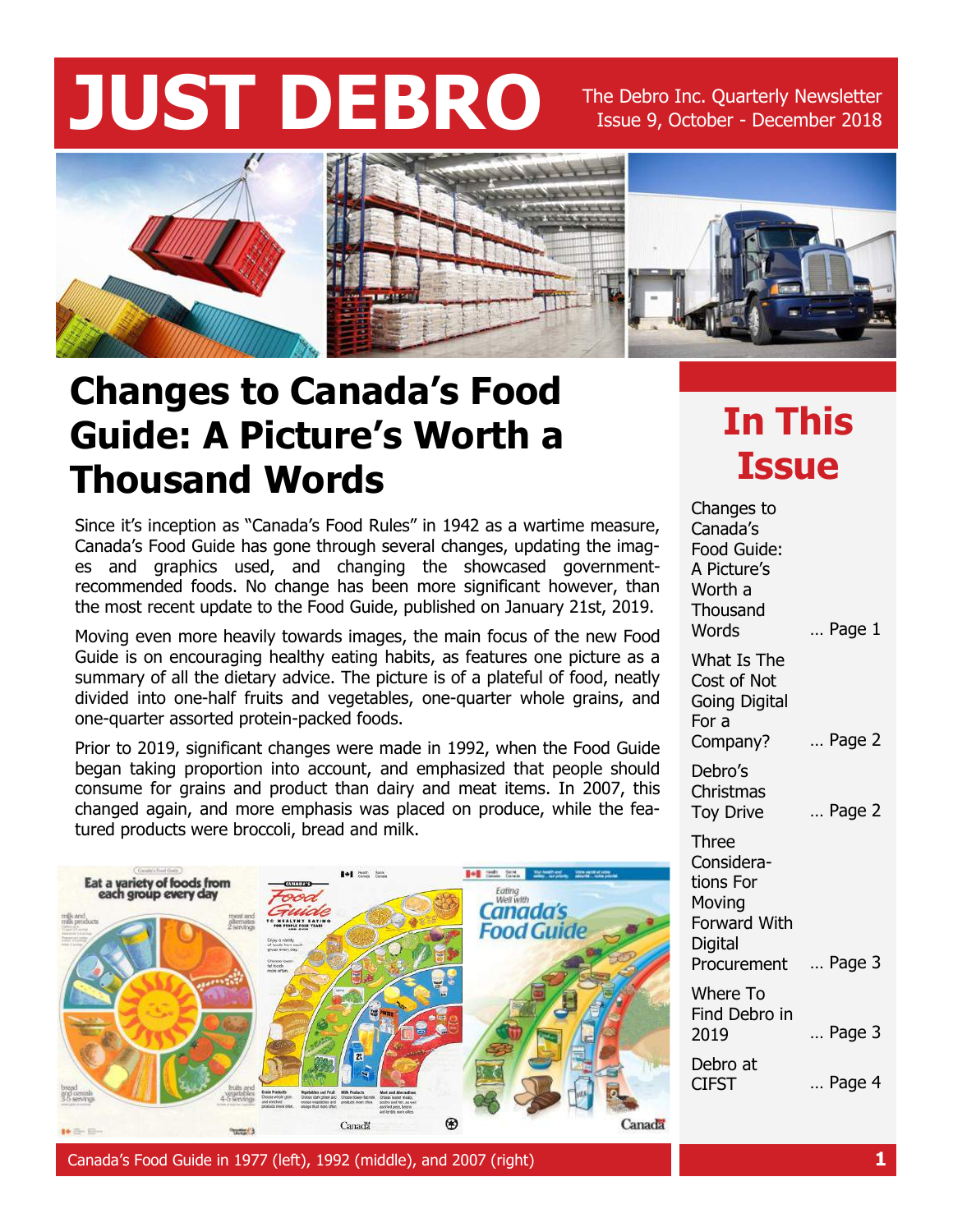# JUST DEBRO

The Debro Inc. Quarterly Newsletter
Issue 9, October - December 2018

## Changes to Canada's Food Guide: A Picture's Worth a Thousand Words

Since it's inception as "Canada's Food Rules" in 1942 as a wartime measure, Canada's Food Guide has gone through several changes, updating the images and graphics used, and changing the showcased government-recommended foods. No change has been more significant however, than the most recent update to the Food Guide, published on January 21st, 2019.

Moving even more heavily towards images, the main focus of the new Food Guide is on encouraging healthy eating habits, as features one picture as a summary of all the dietary advice. The picture is of a plateful of food, neatly divided into one-half fruits and vegetables, one-quarter whole grains, and one-quarter assorted protein-packed foods.

Prior to 2019, significant changes were made in 1992, when the Food Guide began taking proportion into account, and emphasized that people should consume for grains and product than dairy and meat items. In 2007, this changed again, and more emphasis was placed on produce, while the featured products were broccoli, bread and milk.

Canada's Food Guide in 1977 (left), 1992 (middle), and 2007 (right)

## In This Issue

- Changes to Canada's Food Guide: A Picture's Worth a Thousand Words … Page 1
- What Is The Cost of Not Going Digital For a Company? … Page 2
- Debro's Christmas Toy Drive … Page 2
- Three Considerations For Moving Forward With Digital Procurement … Page 3
- Where To Find Debro in 2019 … Page 3
- Debro at CIFST … Page 4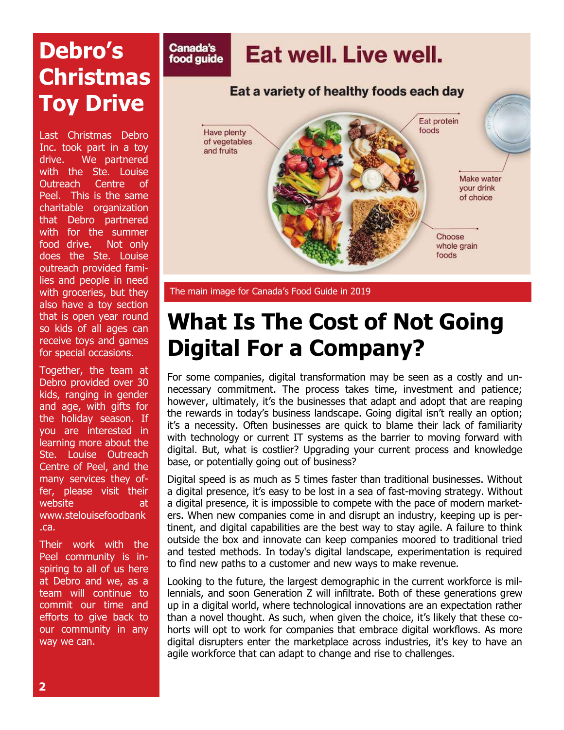# Debro's Christmas Toy Drive

Last Christmas Debro Inc. took part in a toy drive. We partnered with the Ste. Louise Outreach Centre of Peel. This is the same charitable organization that Debro partnered with for the summer food drive. Not only does the Ste. Louise outreach provided families and people in need with groceries, but they also have a toy section that is open year round so kids of all ages can receive toys and games for special occasions.

Together, the team at Debro provided over 30 kids, ranging in gender and age, with gifts for the holiday season. If you are interested in learning more about the Ste. Louise Outreach Centre of Peel, and the many services they offer, please visit their website at www.stelouisefoodbank.ca.

Their work with the Peel community is inspiring to all of us here at Debro and we, as a team will continue to commit our time and efforts to give back to our community in any way we can.

Canada's food guide

Eat well. Live well.

Eat a variety of healthy foods each day

Have plenty of vegetables and fruits

Eat protein foods

Make water your drink of choice

Choose whole grain foods

The main image for Canada's Food Guide in 2019

# What Is The Cost of Not Going Digital For a Company?

For some companies, digital transformation may be seen as a costly and unnecessary commitment. The process takes time, investment and patience; however, ultimately, it's the businesses that adapt and adopt that are reaping the rewards in today's business landscape. Going digital isn't really an option; it's a necessity. Often businesses are quick to blame their lack of familiarity with technology or current IT systems as the barrier to moving forward with digital. But, what is costlier? Upgrading your current process and knowledge base, or potentially going out of business?

Digital speed is as much as 5 times faster than traditional businesses. Without a digital presence, it's easy to be lost in a sea of fast-moving strategy. Without a digital presence, it is impossible to compete with the pace of modern marketers. When new companies come in and disrupt an industry, keeping up is pertinent, and digital capabilities are the best way to stay agile. A failure to think outside the box and innovate can keep companies moored to traditional tried and tested methods. In today's digital landscape, experimentation is required to find new paths to a customer and new ways to make revenue.

Looking to the future, the largest demographic in the current workforce is millennials, and soon Generation Z will infiltrate. Both of these generations grew up in a digital world, where technological innovations are an expectation rather than a novel thought. As such, when given the choice, it's likely that these cohorts will opt to work for companies that embrace digital workflows. As more digital disrupters enter the marketplace across industries, it's key to have an agile workforce that can adapt to change and rise to challenges.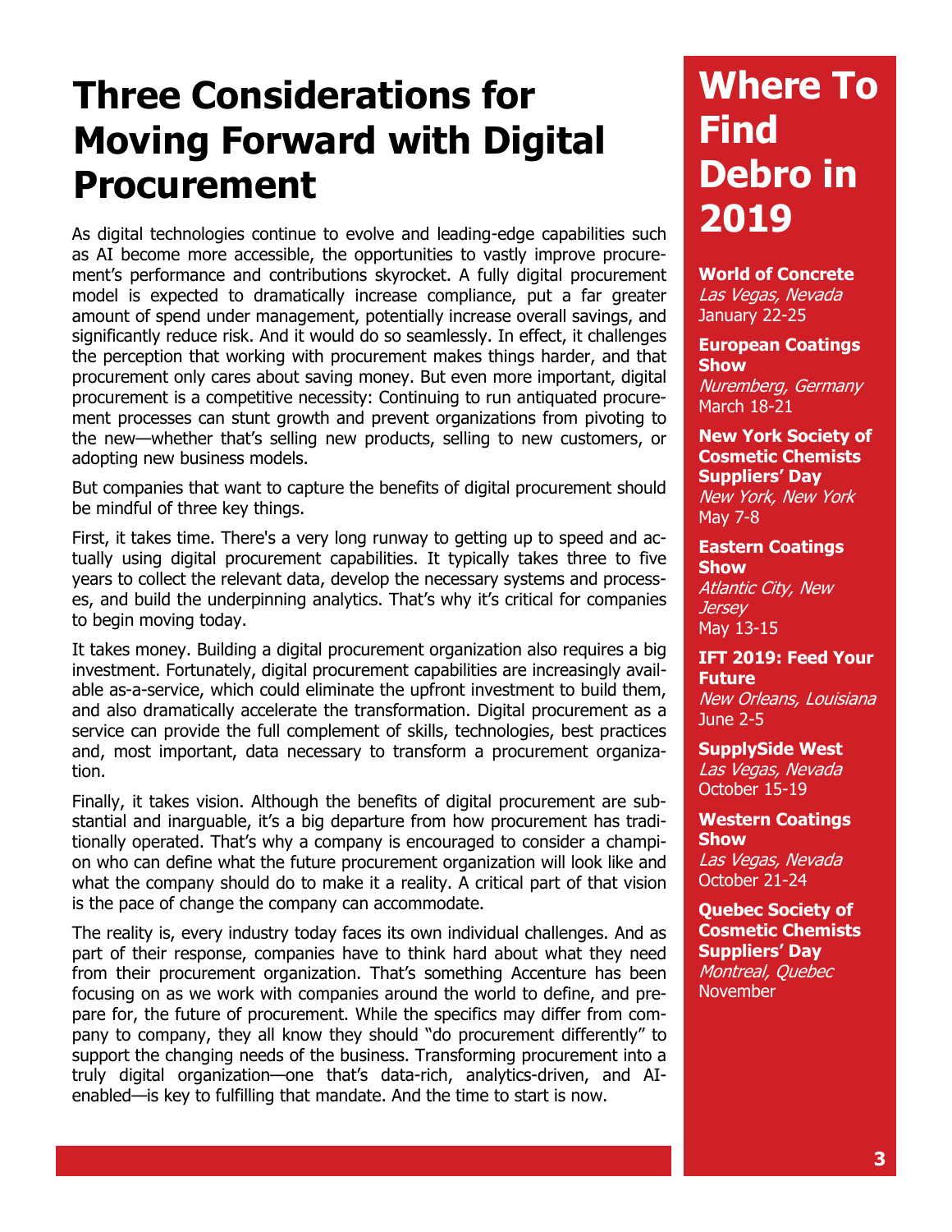# Three Considerations for Moving Forward with Digital Procurement

As digital technologies continue to evolve and leading-edge capabilities such as AI become more accessible, the opportunities to vastly improve procurement's performance and contributions skyrocket. A fully digital procurement model is expected to dramatically increase compliance, put a far greater amount of spend under management, potentially increase overall savings, and significantly reduce risk. And it would do so seamlessly. In effect, it challenges the perception that working with procurement makes things harder, and that procurement only cares about saving money. But even more important, digital procurement is a competitive necessity: Continuing to run antiquated procurement processes can stunt growth and prevent organizations from pivoting to the new—whether that's selling new products, selling to new customers, or adopting new business models.

But companies that want to capture the benefits of digital procurement should be mindful of three key things.

First, it takes time. There's a very long runway to getting up to speed and actually using digital procurement capabilities. It typically takes three to five years to collect the relevant data, develop the necessary systems and processes, and build the underpinning analytics. That's why it's critical for companies to begin moving today.

It takes money. Building a digital procurement organization also requires a big investment. Fortunately, digital procurement capabilities are increasingly available as-a-service, which could eliminate the upfront investment to build them, and also dramatically accelerate the transformation. Digital procurement as a service can provide the full complement of skills, technologies, best practices and, most important, data necessary to transform a procurement organization.

Finally, it takes vision. Although the benefits of digital procurement are substantial and inarguable, it's a big departure from how procurement has traditionally operated. That's why a company is encouraged to consider a champion who can define what the future procurement organization will look like and what the company should do to make it a reality. A critical part of that vision is the pace of change the company can accommodate.

The reality is, every industry today faces its own individual challenges. And as part of their response, companies have to think hard about what they need from their procurement organization. That's something Accenture has been focusing on as we work with companies around the world to define, and prepare for, the future of procurement. While the specifics may differ from company to company, they all know they should "do procurement differently" to support the changing needs of the business. Transforming procurement into a truly digital organization—one that's data-rich, analytics-driven, and AI-enabled—is key to fulfilling that mandate. And the time to start is now.

# Where To Find Debro in 2019

**World of Concrete**
*Las Vegas, Nevada*
January 22-25

**European Coatings Show**
*Nuremberg, Germany*
March 18-21

**New York Society of Cosmetic Chemists Suppliers' Day**
*New York, New York*
May 7-8

**Eastern Coatings Show**
*Atlantic City, New Jersey*
May 13-15

**IFT 2019: Feed Your Future**
*New Orleans, Louisiana*
June 2-5

**SupplySide West**
*Las Vegas, Nevada*
October 15-19

**Western Coatings Show**
*Las Vegas, Nevada*
October 21-24

**Quebec Society of Cosmetic Chemists Suppliers' Day**
*Montreal, Quebec*
November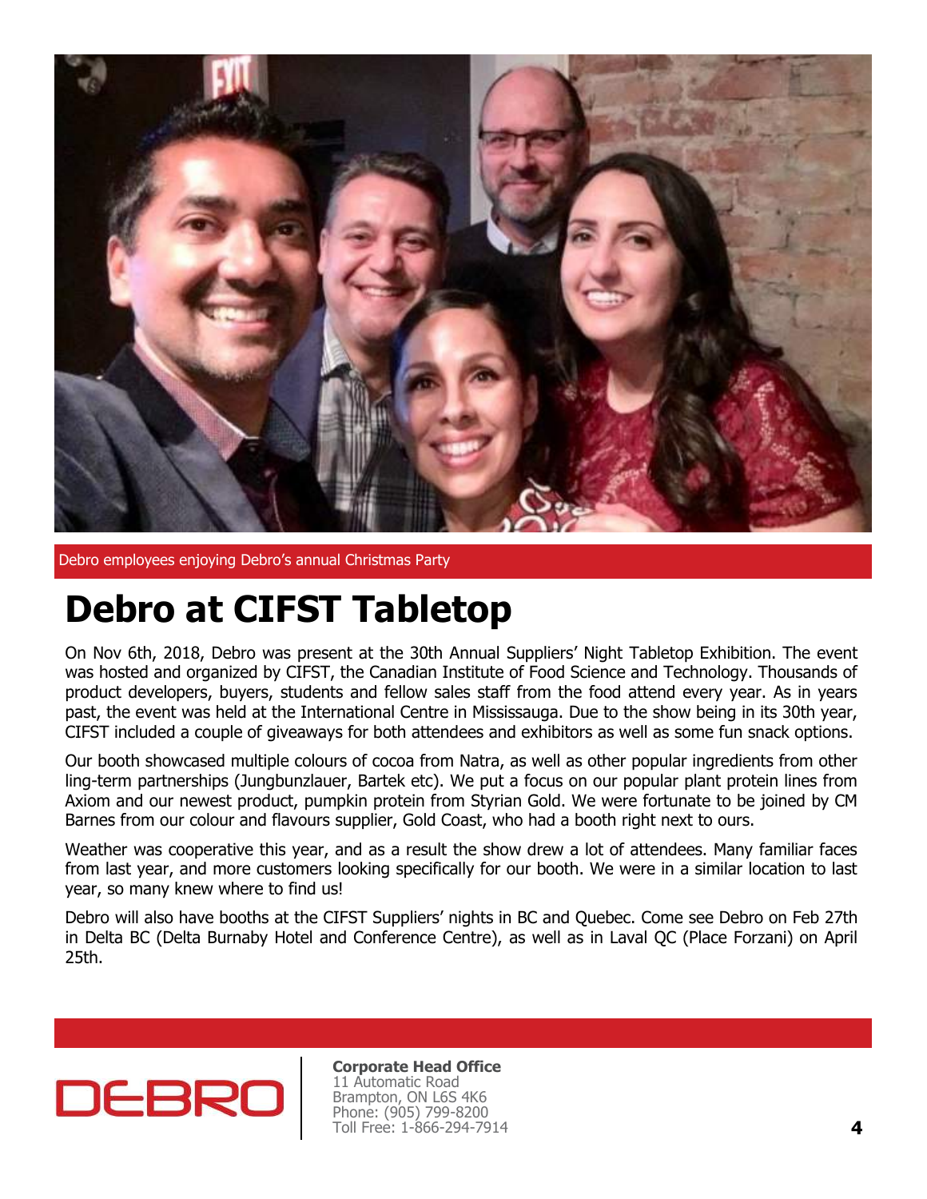Debro employees enjoying Debro's annual Christmas Party

# Debro at CIFST Tabletop

On Nov 6th, 2018, Debro was present at the 30th Annual Suppliers' Night Tabletop Exhibition. The event was hosted and organized by CIFST, the Canadian Institute of Food Science and Technology. Thousands of product developers, buyers, students and fellow sales staff from the food attend every year. As in years past, the event was held at the International Centre in Mississauga. Due to the show being in its 30th year, CIFST included a couple of giveaways for both attendees and exhibitors as well as some fun snack options.

Our booth showcased multiple colours of cocoa from Natra, as well as other popular ingredients from other ling-term partnerships (Jungbunzlauer, Bartek etc). We put a focus on our popular plant protein lines from Axiom and our newest product, pumpkin protein from Styrian Gold. We were fortunate to be joined by CM Barnes from our colour and flavours supplier, Gold Coast, who had a booth right next to ours.

Weather was cooperative this year, and as a result the show drew a lot of attendees. Many familiar faces from last year, and more customers looking specifically for our booth. We were in a similar location to last year, so many knew where to find us!

Debro will also have booths at the CIFST Suppliers' nights in BC and Quebec. Come see Debro on Feb 27th in Delta BC (Delta Burnaby Hotel and Conference Centre), as well as in Laval QC (Place Forzani) on April 25th.

DEBRO

**Corporate Head Office**
11 Automatic Road
Brampton, ON L6S 4K6
Phone: (905) 799-8200
Toll Free: 1-866-294-7914